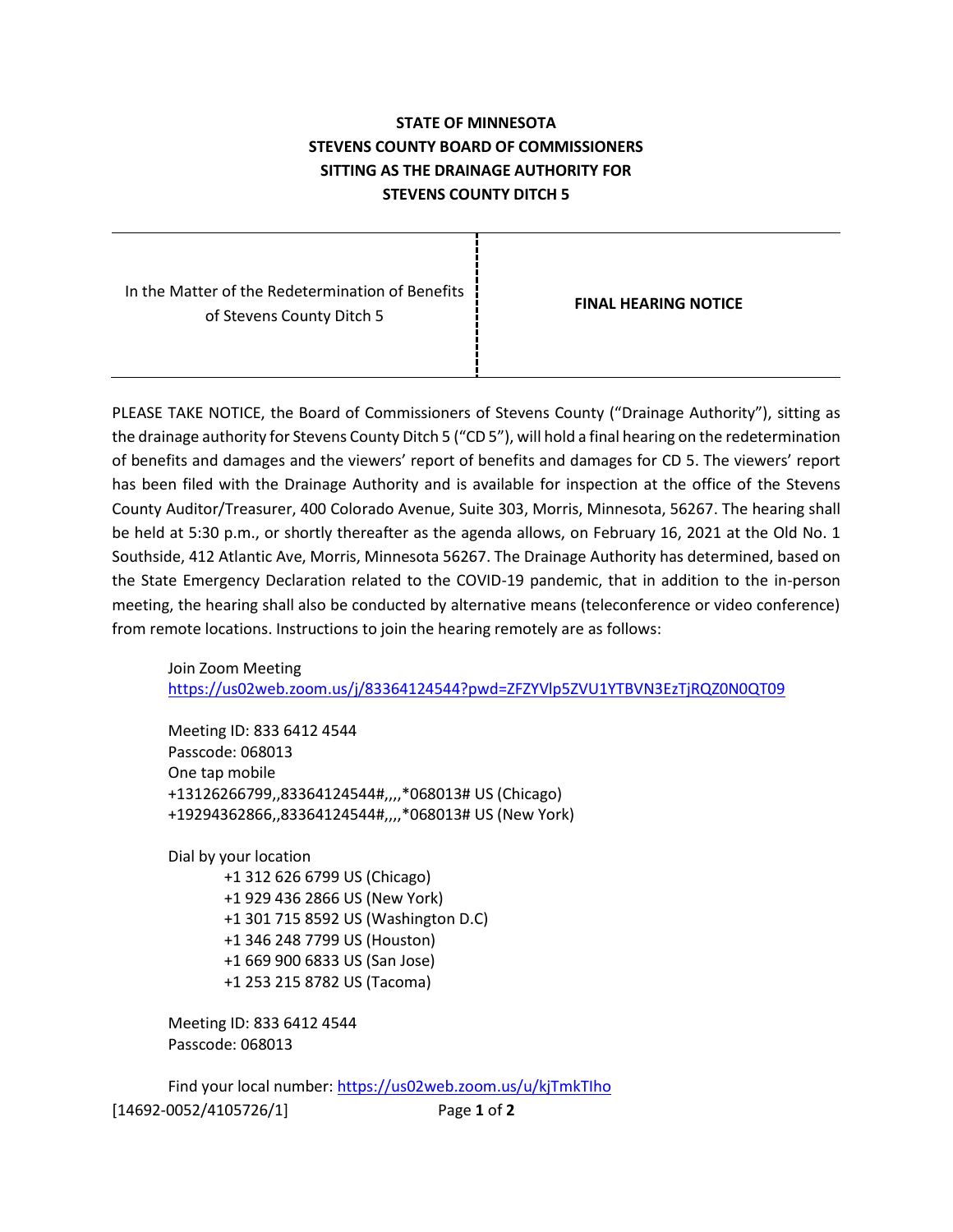**STATE OF MINNESOTA**
**STEVENS COUNTY BOARD OF COMMISSIONERS**
**SITTING AS THE DRAINAGE AUTHORITY FOR**
**STEVENS COUNTY DITCH 5**

| In the Matter of the Redetermination of Benefits of Stevens County Ditch 5 | **FINAL HEARING NOTICE** |
|---|---|

PLEASE TAKE NOTICE, the Board of Commissioners of Stevens County ("Drainage Authority"), sitting as the drainage authority for Stevens County Ditch 5 ("CD 5"), will hold a final hearing on the redetermination of benefits and damages and the viewers' report of benefits and damages for CD 5. The viewers' report has been filed with the Drainage Authority and is available for inspection at the office of the Stevens County Auditor/Treasurer, 400 Colorado Avenue, Suite 303, Morris, Minnesota, 56267. The hearing shall be held at 5:30 p.m., or shortly thereafter as the agenda allows, on February 16, 2021 at the Old No. 1 Southside, 412 Atlantic Ave, Morris, Minnesota 56267. The Drainage Authority has determined, based on the State Emergency Declaration related to the COVID-19 pandemic, that in addition to the in-person meeting, the hearing shall also be conducted by alternative means (teleconference or video conference) from remote locations. Instructions to join the hearing remotely are as follows:

Join Zoom Meeting
https://us02web.zoom.us/j/83364124544?pwd=ZFZYVlp5ZVU1YTBVN3EzTjRQZ0N0QT09

Meeting ID: 833 6412 4544
Passcode: 068013
One tap mobile
+13126266799,,83364124544#,,,,*068013# US (Chicago)
+19294362866,,83364124544#,,,,*068013# US (New York)

Dial by your location
+1 312 626 6799 US (Chicago)
+1 929 436 2866 US (New York)
+1 301 715 8592 US (Washington D.C)
+1 346 248 7799 US (Houston)
+1 669 900 6833 US (San Jose)
+1 253 215 8782 US (Tacoma)

Meeting ID: 833 6412 4544
Passcode: 068013

Find your local number: https://us02web.zoom.us/u/kjTmkTIho

[14692-0052/4105726/1]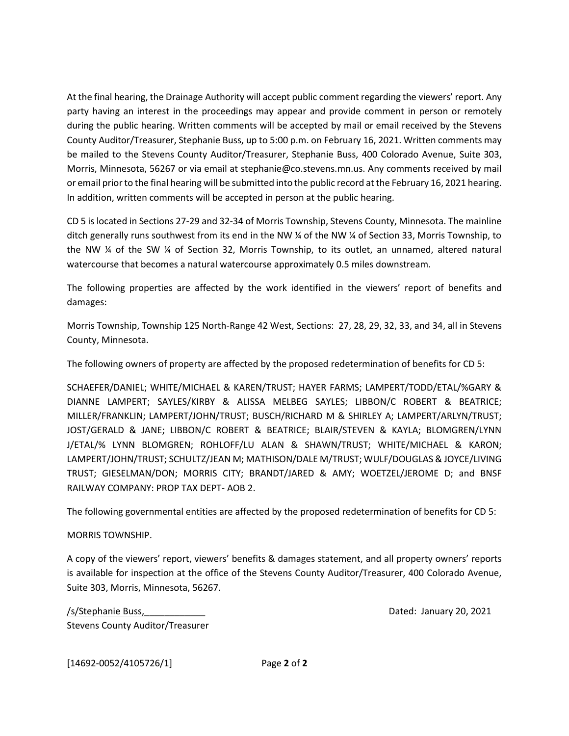At the final hearing, the Drainage Authority will accept public comment regarding the viewers' report. Any party having an interest in the proceedings may appear and provide comment in person or remotely during the public hearing. Written comments will be accepted by mail or email received by the Stevens County Auditor/Treasurer, Stephanie Buss, up to 5:00 p.m. on February 16, 2021. Written comments may be mailed to the Stevens County Auditor/Treasurer, Stephanie Buss, 400 Colorado Avenue, Suite 303, Morris, Minnesota, 56267 or via email at stephanie@co.stevens.mn.us. Any comments received by mail or email prior to the final hearing will be submitted into the public record at the February 16, 2021 hearing. In addition, written comments will be accepted in person at the public hearing.

CD 5 is located in Sections 27-29 and 32-34 of Morris Township, Stevens County, Minnesota. The mainline ditch generally runs southwest from its end in the NW ¼ of the NW ¼ of Section 33, Morris Township, to the NW ¼ of the SW ¼ of Section 32, Morris Township, to its outlet, an unnamed, altered natural watercourse that becomes a natural watercourse approximately 0.5 miles downstream.

The following properties are affected by the work identified in the viewers' report of benefits and damages:

Morris Township, Township 125 North-Range 42 West, Sections: 27, 28, 29, 32, 33, and 34, all in Stevens County, Minnesota.

The following owners of property are affected by the proposed redetermination of benefits for CD 5:

SCHAEFER/DANIEL; WHITE/MICHAEL & KAREN/TRUST; HAYER FARMS; LAMPERT/TODD/ETAL/%GARY & DIANNE LAMPERT; SAYLES/KIRBY & ALISSA MELBEG SAYLES; LIBBON/C ROBERT & BEATRICE; MILLER/FRANKLIN; LAMPERT/JOHN/TRUST; BUSCH/RICHARD M & SHIRLEY A; LAMPERT/ARLYN/TRUST; JOST/GERALD & JANE; LIBBON/C ROBERT & BEATRICE; BLAIR/STEVEN & KAYLA; BLOMGREN/LYNN J/ETAL/% LYNN BLOMGREN; ROHLOFF/LU ALAN & SHAWN/TRUST; WHITE/MICHAEL & KARON; LAMPERT/JOHN/TRUST; SCHULTZ/JEAN M; MATHISON/DALE M/TRUST; WULF/DOUGLAS & JOYCE/LIVING TRUST; GIESELMAN/DON; MORRIS CITY; BRANDT/JARED & AMY; WOETZEL/JEROME D; and BNSF RAILWAY COMPANY: PROP TAX DEPT- AOB 2.

The following governmental entities are affected by the proposed redetermination of benefits for CD 5:

MORRIS TOWNSHIP.

A copy of the viewers' report, viewers' benefits & damages statement, and all property owners' reports is available for inspection at the office of the Stevens County Auditor/Treasurer, 400 Colorado Avenue, Suite 303, Morris, Minnesota, 56267.

/s/Stephanie Buss,
Stevens County Auditor/Treasurer

Dated: January 20, 2021

[14692-0052/4105726/1]